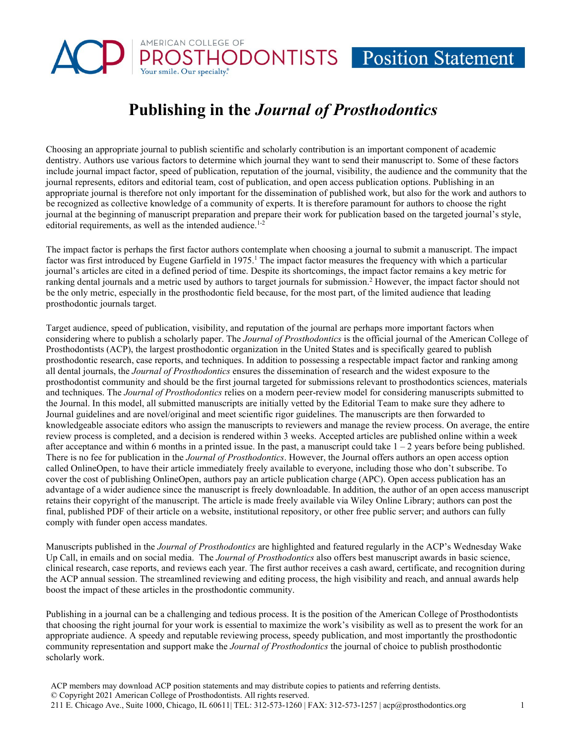AMERICAN COLLEGE OF PROSTHODONTISTS — Position Statement

# Publishing in the *Journal of Prosthodontics*

Choosing an appropriate journal to publish scientific and scholarly contribution is an important component of academic dentistry. Authors use various factors to determine which journal they want to send their manuscript to. Some of these factors include journal impact factor, speed of publication, reputation of the journal, visibility, the audience and the community that the journal represents, editors and editorial team, cost of publication, and open access publication options. Publishing in an appropriate journal is therefore not only important for the dissemination of published work, but also for the work and authors to be recognized as collective knowledge of a community of experts. It is therefore paramount for authors to choose the right journal at the beginning of manuscript preparation and prepare their work for publication based on the targeted journal's style, editorial requirements, as well as the intended audience.[1-2]

The impact factor is perhaps the first factor authors contemplate when choosing a journal to submit a manuscript. The impact factor was first introduced by Eugene Garfield in 1975.[1] The impact factor measures the frequency with which a particular journal's articles are cited in a defined period of time. Despite its shortcomings, the impact factor remains a key metric for ranking dental journals and a metric used by authors to target journals for submission.[2] However, the impact factor should not be the only metric, especially in the prosthodontic field because, for the most part, of the limited audience that leading prosthodontic journals target.

Target audience, speed of publication, visibility, and reputation of the journal are perhaps more important factors when considering where to publish a scholarly paper. The *Journal of Prosthodontics* is the official journal of the American College of Prosthodontists (ACP), the largest prosthodontic organization in the United States and is specifically geared to publish prosthodontic research, case reports, and techniques. In addition to possessing a respectable impact factor and ranking among all dental journals, the *Journal of Prosthodontics* ensures the dissemination of research and the widest exposure to the prosthodontist community and should be the first journal targeted for submissions relevant to prosthodontics sciences, materials and techniques. The *Journal of Prosthodontics* relies on a modern peer-review model for considering manuscripts submitted to the Journal. In this model, all submitted manuscripts are initially vetted by the Editorial Team to make sure they adhere to Journal guidelines and are novel/original and meet scientific rigor guidelines. The manuscripts are then forwarded to knowledgeable associate editors who assign the manuscripts to reviewers and manage the review process. On average, the entire review process is completed, and a decision is rendered within 3 weeks. Accepted articles are published online within a week after acceptance and within 6 months in a printed issue. In the past, a manuscript could take 1 – 2 years before being published. There is no fee for publication in the *Journal of Prosthodontics*. However, the Journal offers authors an open access option called OnlineOpen, to have their article immediately freely available to everyone, including those who don't subscribe. To cover the cost of publishing OnlineOpen, authors pay an article publication charge (APC). Open access publication has an advantage of a wider audience since the manuscript is freely downloadable. In addition, the author of an open access manuscript retains their copyright of the manuscript. The article is made freely available via Wiley Online Library; authors can post the final, published PDF of their article on a website, institutional repository, or other free public server; and authors can fully comply with funder open access mandates.

Manuscripts published in the *Journal of Prosthodontics* are highlighted and featured regularly in the ACP's Wednesday Wake Up Call, in emails and on social media. The *Journal of Prosthodontics* also offers best manuscript awards in basic science, clinical research, case reports, and reviews each year. The first author receives a cash award, certificate, and recognition during the ACP annual session. The streamlined reviewing and editing process, the high visibility and reach, and annual awards help boost the impact of these articles in the prosthodontic community.

Publishing in a journal can be a challenging and tedious process. It is the position of the American College of Prosthodontists that choosing the right journal for your work is essential to maximize the work's visibility as well as to present the work for an appropriate audience. A speedy and reputable reviewing process, speedy publication, and most importantly the prosthodontic community representation and support make the *Journal of Prosthodontics* the journal of choice to publish prosthodontic scholarly work.

ACP members may download ACP position statements and may distribute copies to patients and referring dentists.
© Copyright 2021 American College of Prosthodontists. All rights reserved.
211 E. Chicago Ave., Suite 1000, Chicago, IL 60611| TEL: 312-573-1260 | FAX: 312-573-1257 | acp@prosthodontics.org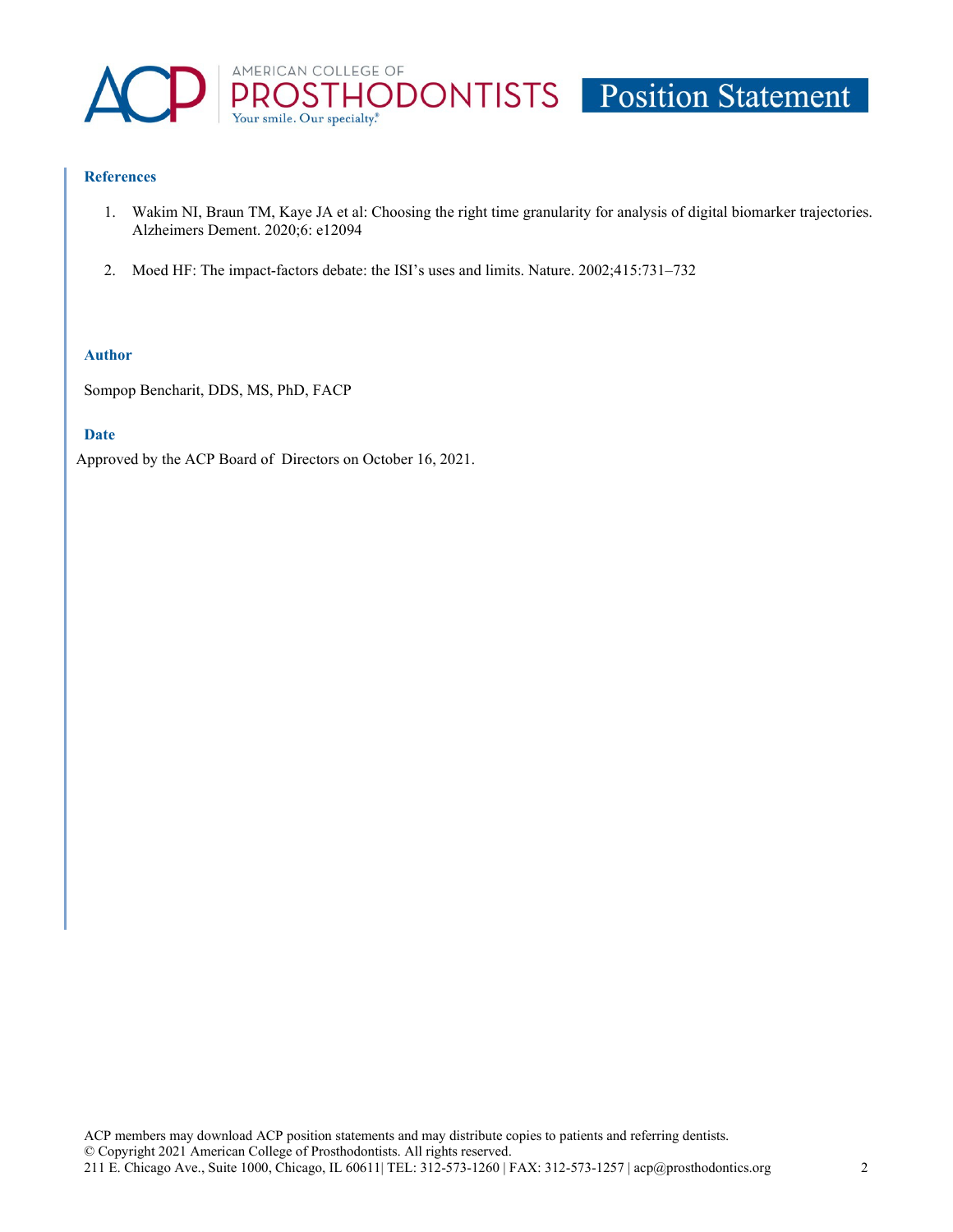### References

1. Wakim NI, Braun TM, Kaye JA et al: Choosing the right time granularity for analysis of digital biomarker trajectories. Alzheimers Dement. 2020;6: e12094

2. Moed HF: The impact-factors debate: the ISI's uses and limits. Nature. 2002;415:731–732

### Author

Sompop Bencharit, DDS, MS, PhD, FACP

### Date

Approved by the ACP Board of Directors on October 16, 2021.

ACP members may download ACP position statements and may distribute copies to patients and referring dentists.
© Copyright 2021 American College of Prosthodontists. All rights reserved.
211 E. Chicago Ave., Suite 1000, Chicago, IL 60611| TEL: 312-573-1260 | FAX: 312-573-1257 | acp@prosthodontics.org